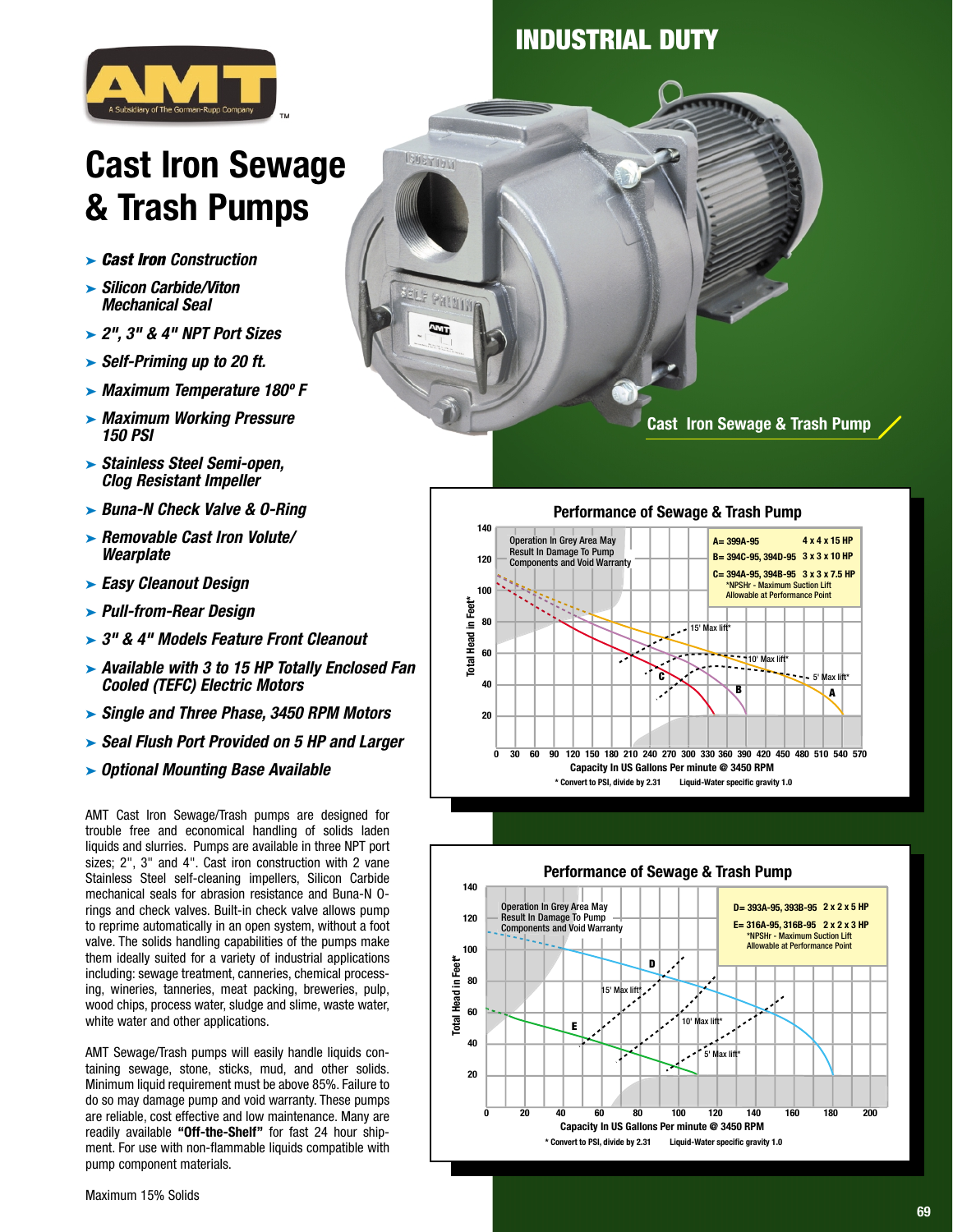# INDUSTRIAL DUTY

# Cast Iron Sewage & Trash Pumps

- ***Cast Iron Construction***
- ***Silicon Carbide/Viton Mechanical Seal***
- ***2", 3" & 4" NPT Port Sizes***
- ***Self-Priming up to 20 ft.***
- ***Maximum Temperature 180º F***
- ***Maximum Working Pressure 150 PSI***
- ***Stainless Steel Semi-open, Clog Resistant Impeller***
- ***Buna-N Check Valve & O-Ring***
- ***Removable Cast Iron Volute/ Wearplate***
- ***Easy Cleanout Design***
- ***Pull-from-Rear Design***
- ***3" & 4" Models Feature Front Cleanout***
- ***Available with 3 to 15 HP Totally Enclosed Fan Cooled (TEFC) Electric Motors***
- ***Single and Three Phase, 3450 RPM Motors***
- ***Seal Flush Port Provided on 5 HP and Larger***
- ***Optional Mounting Base Available***

AMT Cast Iron Sewage/Trash pumps are designed for trouble free and economical handling of solids laden liquids and slurries. Pumps are available in three NPT port sizes; 2", 3" and 4". Cast iron construction with 2 vane Stainless Steel self-cleaning impellers, Silicon Carbide mechanical seals for abrasion resistance and Buna-N O-rings and check valves. Built-in check valve allows pump to reprime automatically in an open system, without a foot valve. The solids handling capabilities of the pumps make them ideally suited for a variety of industrial applications including: sewage treatment, canneries, chemical processing, wineries, tanneries, meat packing, breweries, pulp, wood chips, process water, sludge and slime, waste water, white water and other applications.

AMT Sewage/Trash pumps will easily handle liquids containing sewage, stone, sticks, mud, and other solids. Minimum liquid requirement must be above 85%. Failure to do so may damage pump and void warranty. These pumps are reliable, cost effective and low maintenance. Many are readily available **"Off-the-Shelf"** for fast 24 hour shipment. For use with non-flammable liquids compatible with pump component materials.

Maximum 15% Solids

Cast Iron Sewage & Trash Pump

## Performance of Sewage & Trash Pump

Operation In Grey Area May Result In Damage To Pump Components and Void Warranty

| Curve | Models | Size |
|---|---|---|
| A | 399A-95 | 4 x 4 x 15 HP |
| B | 394C-95, 394D-95 | 3 x 3 x 10 HP |
| C | 394A-95, 394B-95 | 3 x 3 x 7.5 HP |

*NPSHr - Maximum Suction Lift Allowable at Performance Point

Total Head in Feet* (0–140) vs. Capacity In US Gallons Per minute @ 3450 RPM (0–570); 15' Max lift*, 10' Max lift*, 5' Max lift*

\* Convert to PSI, divide by 2.31 Liquid-Water specific gravity 1.0

## Performance of Sewage & Trash Pump

Operation In Grey Area May Result In Damage To Pump Components and Void Warranty

| Curve | Models | Size |
|---|---|---|
| D | 393A-95, 393B-95 | 2 x 2 x 5 HP |
| E | 316A-95, 316B-95 | 2 x 2 x 3 HP |

*NPSHr - Maximum Suction Lift Allowable at Performance Point

Total Head in Feet* (0–140) vs. Capacity In US Gallons Per minute @ 3450 RPM (0–200); 15' Max lift*, 10' Max lift*, 5' Max lift*

\* Convert to PSI, divide by 2.31 Liquid-Water specific gravity 1.0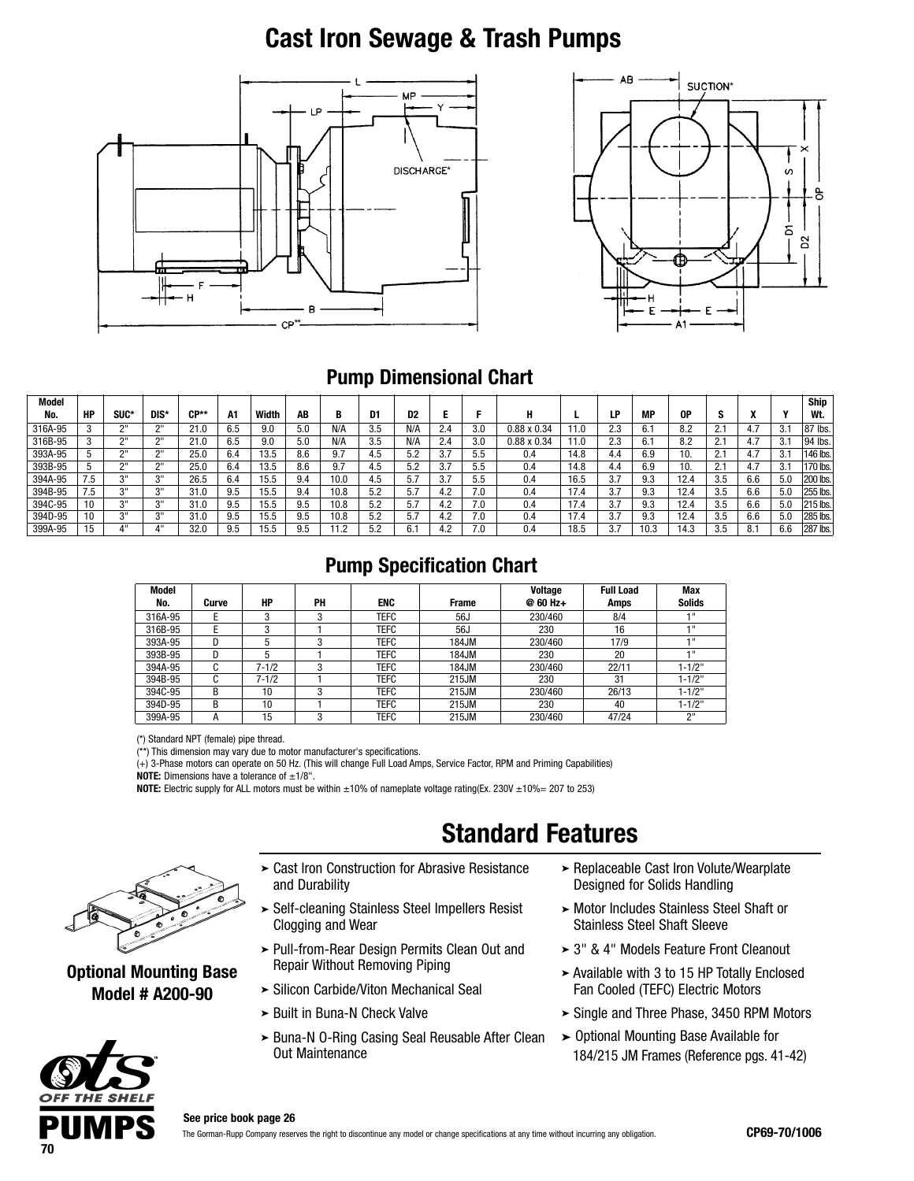# Cast Iron Sewage & Trash Pumps

## Pump Dimensional Chart

| Model No. | HP | SUC* | DIS* | CP** | A1 | Width | AB | B | D1 | D2 | E | F | H | L | LP | MP | OP | S | X | Y | Ship Wt. |
|---|---|---|---|---|---|---|---|---|---|---|---|---|---|---|---|---|---|---|---|---|---|
| 316A-95 | 3 | 2" | 2" | 21.0 | 6.5 | 9.0 | 5.0 | N/A | 3.5 | N/A | 2.4 | 3.0 | 0.88 x 0.34 | 11.0 | 2.3 | 6.1 | 8.2 | 2.1 | 4.7 | 3.1 | 87 lbs. |
| 316B-95 | 3 | 2" | 2" | 21.0 | 6.5 | 9.0 | 5.0 | N/A | 3.5 | N/A | 2.4 | 3.0 | 0.88 x 0.34 | 11.0 | 2.3 | 6.1 | 8.2 | 2.1 | 4.7 | 3.1 | 94 lbs. |
| 393A-95 | 5 | 2" | 2" | 25.0 | 6.4 | 13.5 | 8.6 | 9.7 | 4.5 | 5.2 | 3.7 | 5.5 | 0.4 | 14.8 | 4.4 | 6.9 | 10. | 2.1 | 4.7 | 3.1 | 146 lbs. |
| 393B-95 | 5 | 2" | 2" | 25.0 | 6.4 | 13.5 | 8.6 | 9.7 | 4.5 | 5.2 | 3.7 | 5.5 | 0.4 | 14.8 | 4.4 | 6.9 | 10. | 2.1 | 4.7 | 3.1 | 170 lbs. |
| 394A-95 | 7.5 | 3" | 3" | 26.5 | 6.4 | 15.5 | 9.4 | 10.0 | 4.5 | 5.7 | 3.7 | 5.5 | 0.4 | 16.5 | 3.7 | 9.3 | 12.4 | 3.5 | 6.6 | 5.0 | 200 lbs. |
| 394B-95 | 7.5 | 3" | 3" | 31.0 | 9.5 | 15.5 | 9.4 | 10.8 | 5.2 | 5.7 | 4.2 | 7.0 | 0.4 | 17.4 | 3.7 | 9.3 | 12.4 | 3.5 | 6.6 | 5.0 | 255 lbs. |
| 394C-95 | 10 | 3" | 3" | 31.0 | 9.5 | 15.5 | 9.5 | 10.8 | 5.2 | 5.7 | 4.2 | 7.0 | 0.4 | 17.4 | 3.7 | 9.3 | 12.4 | 3.5 | 6.6 | 5.0 | 215 lbs. |
| 394D-95 | 10 | 3" | 3" | 31.0 | 9.5 | 15.5 | 9.5 | 10.8 | 5.2 | 5.7 | 4.2 | 7.0 | 0.4 | 17.4 | 3.7 | 9.3 | 12.4 | 3.5 | 6.6 | 5.0 | 285 lbs. |
| 399A-95 | 15 | 4" | 4" | 32.0 | 9.5 | 15.5 | 9.5 | 11.2 | 5.2 | 6.1 | 4.2 | 7.0 | 0.4 | 18.5 | 3.7 | 10.3 | 14.3 | 3.5 | 8.1 | 6.6 | 287 lbs. |

## Pump Specification Chart

| Model No. | Curve | HP | PH | ENC | Frame | Voltage @ 60 Hz+ | Full Load Amps | Max Solids |
|---|---|---|---|---|---|---|---|---|
| 316A-95 | E | 3 | 3 | TEFC | 56J | 230/460 | 8/4 | 1" |
| 316B-95 | E | 3 | 1 | TEFC | 56J | 230 | 16 | 1" |
| 393A-95 | D | 5 | 3 | TEFC | 184JM | 230/460 | 17/9 | 1" |
| 393B-95 | D | 5 | 1 | TEFC | 184JM | 230 | 20 | 1" |
| 394A-95 | C | 7-1/2 | 3 | TEFC | 184JM | 230/460 | 22/11 | 1-1/2" |
| 394B-95 | C | 7-1/2 | 1 | TEFC | 215JM | 230 | 31 | 1-1/2" |
| 394C-95 | B | 10 | 3 | TEFC | 215JM | 230/460 | 26/13 | 1-1/2" |
| 394D-95 | B | 10 | 1 | TEFC | 215JM | 230 | 40 | 1-1/2" |
| 399A-95 | A | 15 | 3 | TEFC | 215JM | 230/460 | 47/24 | 2" |

(*) Standard NPT (female) pipe thread.

(**) This dimension may vary due to motor manufacturer's specifications.

(+) 3-Phase motors can operate on 50 Hz. (This will change Full Load Amps, Service Factor, RPM and Priming Capabilities)

**NOTE:** Dimensions have a tolerance of ±1/8".

**NOTE:** Electric supply for ALL motors must be within ±10% of nameplate voltage rating(Ex. 230V ±10%= 207 to 253)

# Standard Features

- Cast Iron Construction for Abrasive Resistance and Durability
- Self-cleaning Stainless Steel Impellers Resist Clogging and Wear
- Pull-from-Rear Design Permits Clean Out and Repair Without Removing Piping
- Silicon Carbide/Viton Mechanical Seal
- Built in Buna-N Check Valve
- Buna-N O-Ring Casing Seal Reusable After Clean Out Maintenance
- Replaceable Cast Iron Volute/Wearplate Designed for Solids Handling
- Motor Includes Stainless Steel Shaft or Stainless Steel Shaft Sleeve
- 3" & 4" Models Feature Front Cleanout
- Available with 3 to 15 HP Totally Enclosed Fan Cooled (TEFC) Electric Motors
- Single and Three Phase, 3450 RPM Motors
- Optional Mounting Base Available for 184/215 JM Frames (Reference pgs. 41-42)

**Optional Mounting Base Model # A200-90**

**See price book page 26**

The Gorman-Rupp Company reserves the right to discontinue any model or change specifications at any time without incurring any obligation.

CP69-70/1006